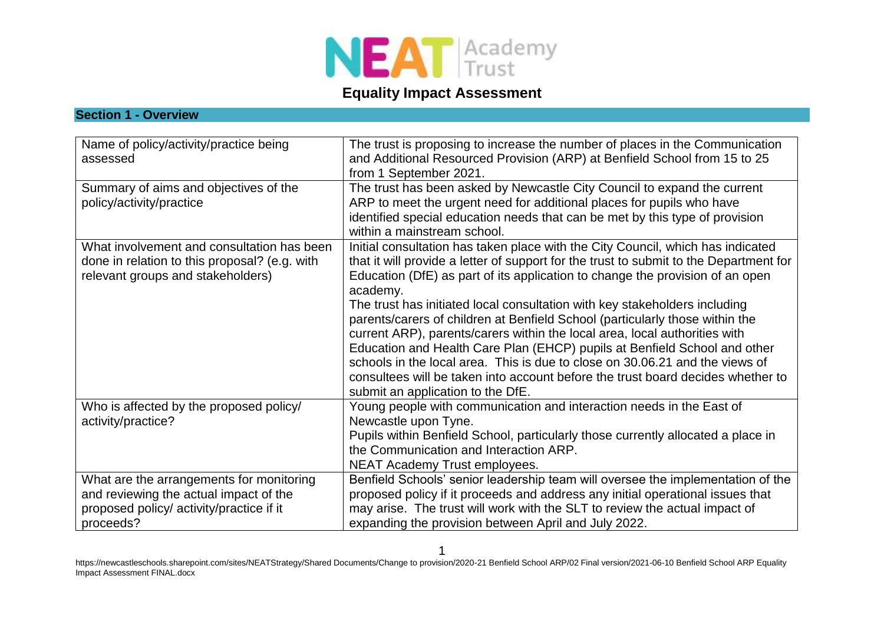# Equality Impact Assessment

## Section 1 - Overview

| | |
|---|---|
| Name of policy/activity/practice being assessed | The trust is proposing to increase the number of places in the Communication and Additional Resourced Provision (ARP) at Benfield School from 15 to 25 from 1 September 2021. |
| Summary of aims and objectives of the policy/activity/practice | The trust has been asked by Newcastle City Council to expand the current ARP to meet the urgent need for additional places for pupils who have identified special education needs that can be met by this type of provision within a mainstream school. |
| What involvement and consultation has been done in relation to this proposal? (e.g. with relevant groups and stakeholders) | Initial consultation has taken place with the City Council, which has indicated that it will provide a letter of support for the trust to submit to the Department for Education (DfE) as part of its application to change the provision of an open academy.<br>The trust has initiated local consultation with key stakeholders including parents/carers of children at Benfield School (particularly those within the current ARP), parents/carers within the local area, local authorities with Education and Health Care Plan (EHCP) pupils at Benfield School and other schools in the local area. This is due to close on 30.06.21 and the views of consultees will be taken into account before the trust board decides whether to submit an application to the DfE. |
| Who is affected by the proposed policy/ activity/practice? | Young people with communication and interaction needs in the East of Newcastle upon Tyne.<br>Pupils within Benfield School, particularly those currently allocated a place in the Communication and Interaction ARP.<br>NEAT Academy Trust employees. |
| What are the arrangements for monitoring and reviewing the actual impact of the proposed policy/ activity/practice if it proceeds? | Benfield Schools' senior leadership team will oversee the implementation of the proposed policy if it proceeds and address any initial operational issues that may arise. The trust will work with the SLT to review the actual impact of expanding the provision between April and July 2022. |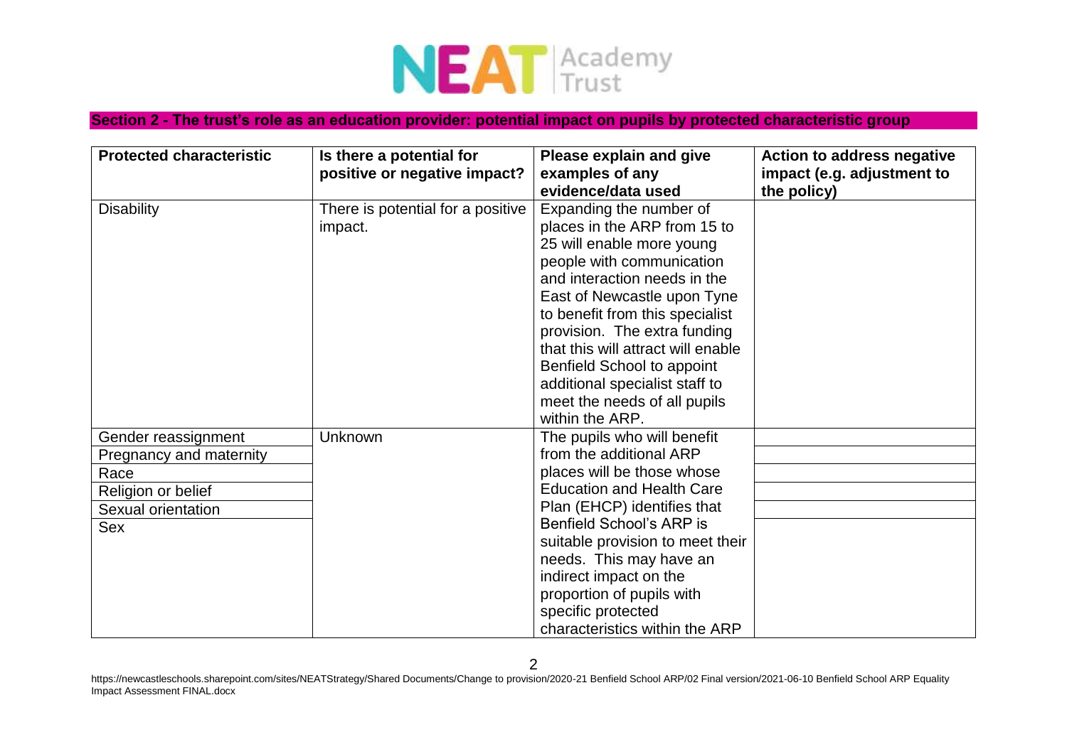**Section 2 - The trust's role as an education provider: potential impact on pupils by protected characteristic group**

| Protected characteristic | Is there a potential for positive or negative impact? | Please explain and give examples of any evidence/data used | Action to address negative impact (e.g. adjustment to the policy) |
|---|---|---|---|
| Disability | There is potential for a positive impact. | Expanding the number of places in the ARP from 15 to 25 will enable more young people with communication and interaction needs in the East of Newcastle upon Tyne to benefit from this specialist provision. The extra funding that this will attract will enable Benfield School to appoint additional specialist staff to meet the needs of all pupils within the ARP. | |
| Gender reassignment | Unknown | The pupils who will benefit from the additional ARP places will be those whose Education and Health Care Plan (EHCP) identifies that Benfield School's ARP is suitable provision to meet their needs. This may have an indirect impact on the proportion of pupils with specific protected characteristics within the ARP | |
| Pregnancy and maternity | | | |
| Race | | | |
| Religion or belief | | | |
| Sexual orientation | | | |
| Sex | | | |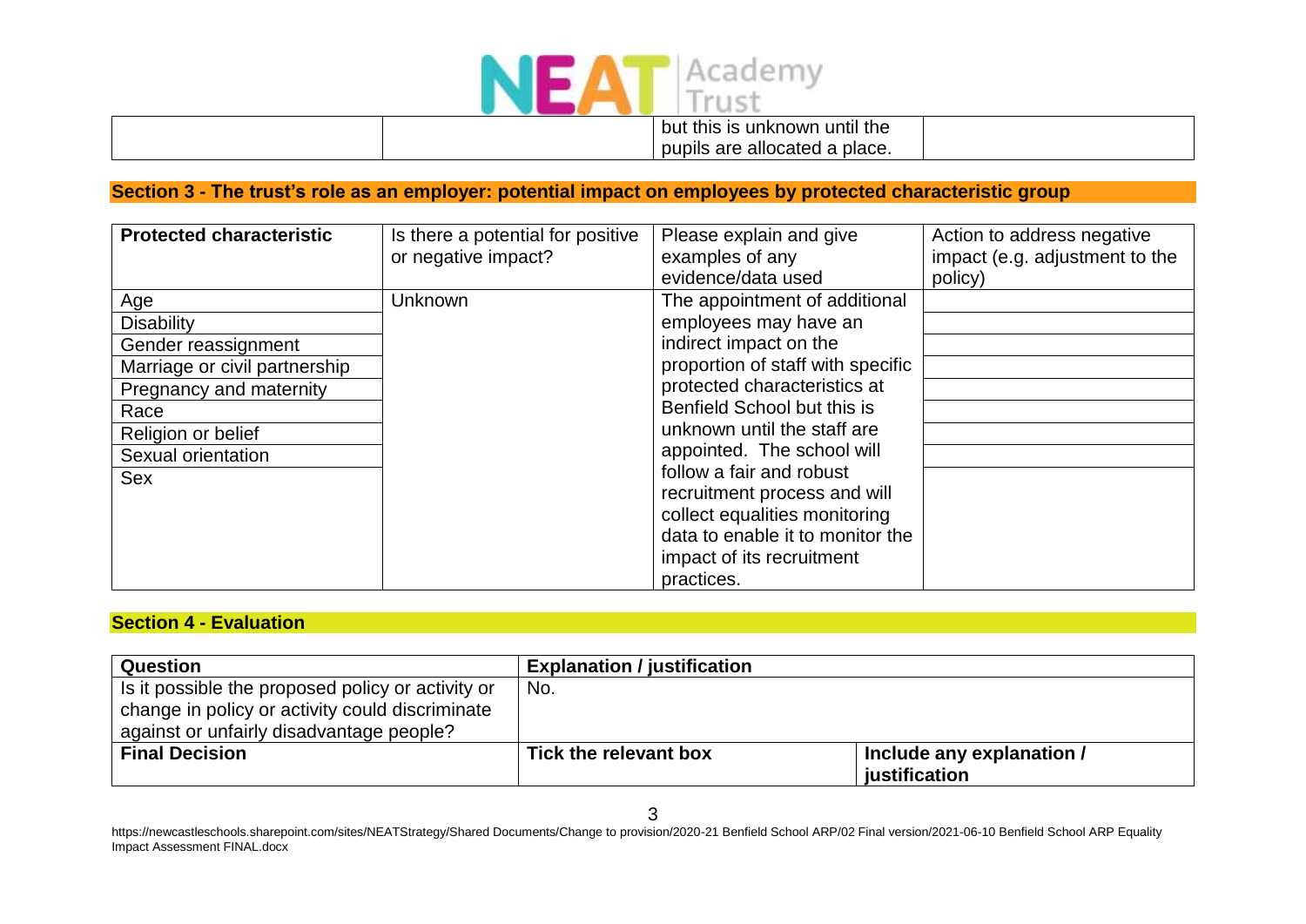| | | | |
|---|---|---|---|
| | | but this is unknown until the pupils are allocated a place. | |

## Section 3 - The trust's role as an employer: potential impact on employees by protected characteristic group

| Protected characteristic | Is there a potential for positive or negative impact? | Please explain and give examples of any evidence/data used | Action to address negative impact (e.g. adjustment to the policy) |
|---|---|---|---|
| Age<br>Disability<br>Gender reassignment<br>Marriage or civil partnership<br>Pregnancy and maternity<br>Race<br>Religion or belief<br>Sexual orientation<br>Sex | Unknown | The appointment of additional employees may have an indirect impact on the proportion of staff with specific protected characteristics at Benfield School but this is unknown until the staff are appointed. The school will follow a fair and robust recruitment process and will collect equalities monitoring data to enable it to monitor the impact of its recruitment practices. | |

## Section 4 - Evaluation

| Question | Explanation / justification | |
|---|---|---|
| Is it possible the proposed policy or activity or change in policy or activity could discriminate against or unfairly disadvantage people? | No. | |
| **Final Decision** | **Tick the relevant box** | **Include any explanation / justification** |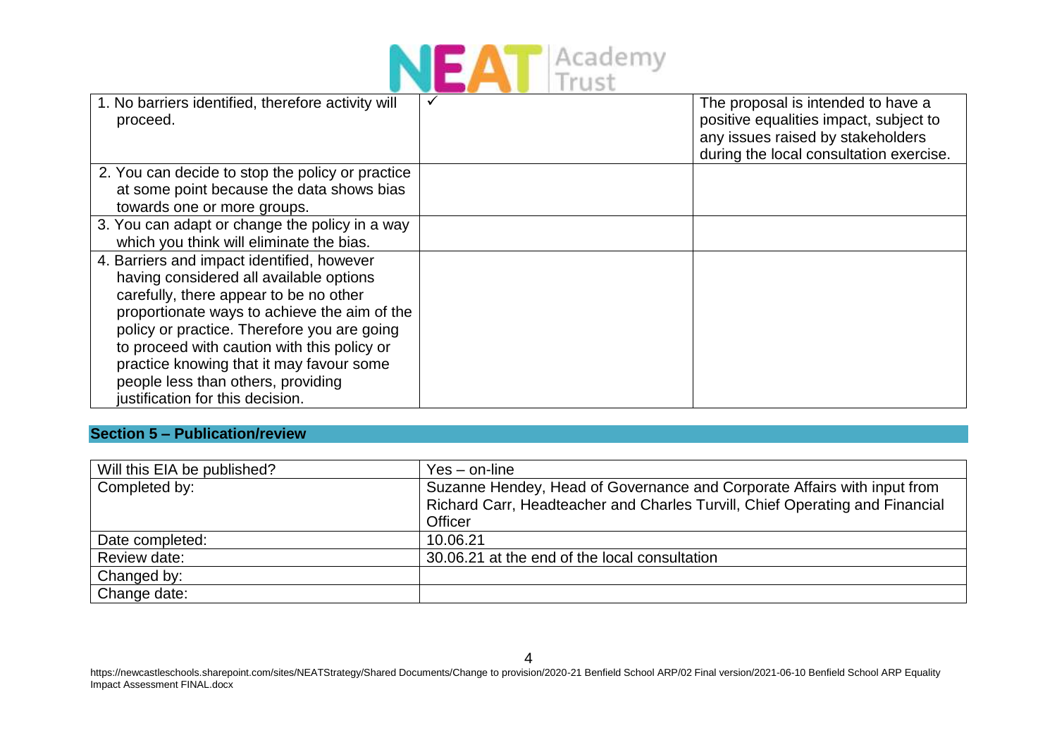| | | |
|---|---|---|
| 1. No barriers identified, therefore activity will proceed. | ✓ | The proposal is intended to have a positive equalities impact, subject to any issues raised by stakeholders during the local consultation exercise. |
| 2. You can decide to stop the policy or practice at some point because the data shows bias towards one or more groups. | | |
| 3. You can adapt or change the policy in a way which you think will eliminate the bias. | | |
| 4. Barriers and impact identified, however having considered all available options carefully, there appear to be no other proportionate ways to achieve the aim of the policy or practice. Therefore you are going to proceed with caution with this policy or practice knowing that it may favour some people less than others, providing justification for this decision. | | |

## Section 5 – Publication/review

| | |
|---|---|
| Will this EIA be published? | Yes – on-line |
| Completed by: | Suzanne Hendey, Head of Governance and Corporate Affairs with input from Richard Carr, Headteacher and Charles Turvill, Chief Operating and Financial Officer |
| Date completed: | 10.06.21 |
| Review date: | 30.06.21 at the end of the local consultation |
| Changed by: | |
| Change date: | |